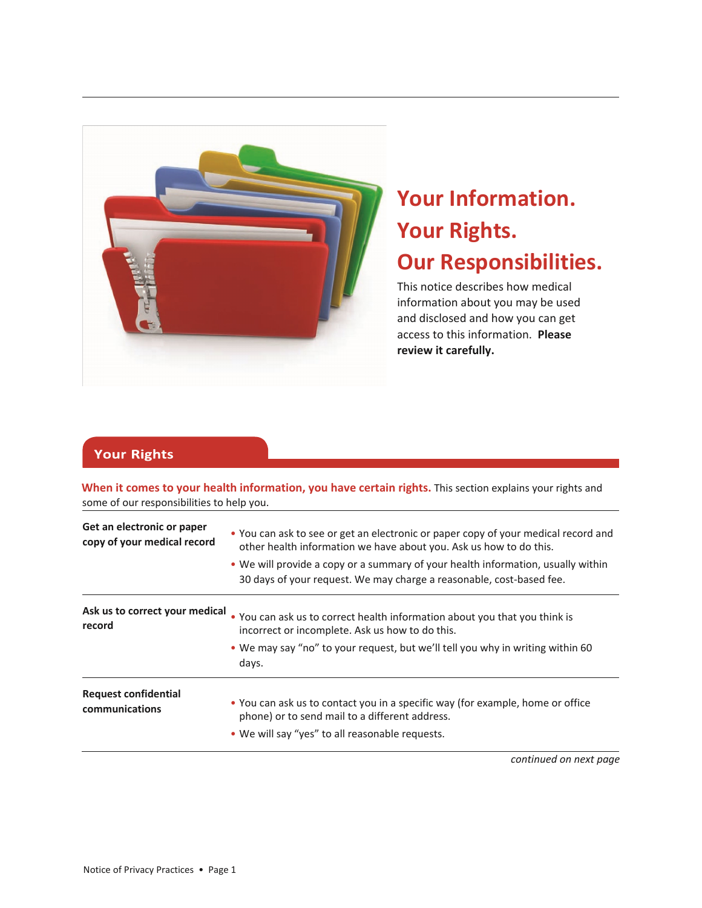# Your Information. Your Rights. Our Responsibilities.

This notice describes how medical information about you may be used and disclosed and how you can get access to this information. **Please review it carefully.**

## Your Rights

**When it comes to your health information, you have certain rights.** This section explains your rights and some of our responsibilities to help you.

| | |
|---|---|
| **Get an electronic or paper copy of your medical record** | • You can ask to see or get an electronic or paper copy of your medical record and other health information we have about you. Ask us how to do this.<br>• We will provide a copy or a summary of your health information, usually within 30 days of your request. We may charge a reasonable, cost-based fee. |
| **Ask us to correct your medical record** | • You can ask us to correct health information about you that you think is incorrect or incomplete. Ask us how to do this.<br>• We may say "no" to your request, but we'll tell you why in writing within 60 days. |
| **Request confidential communications** | • You can ask us to contact you in a specific way (for example, home or office phone) or to send mail to a different address.<br>• We will say "yes" to all reasonable requests. |

*continued on next page*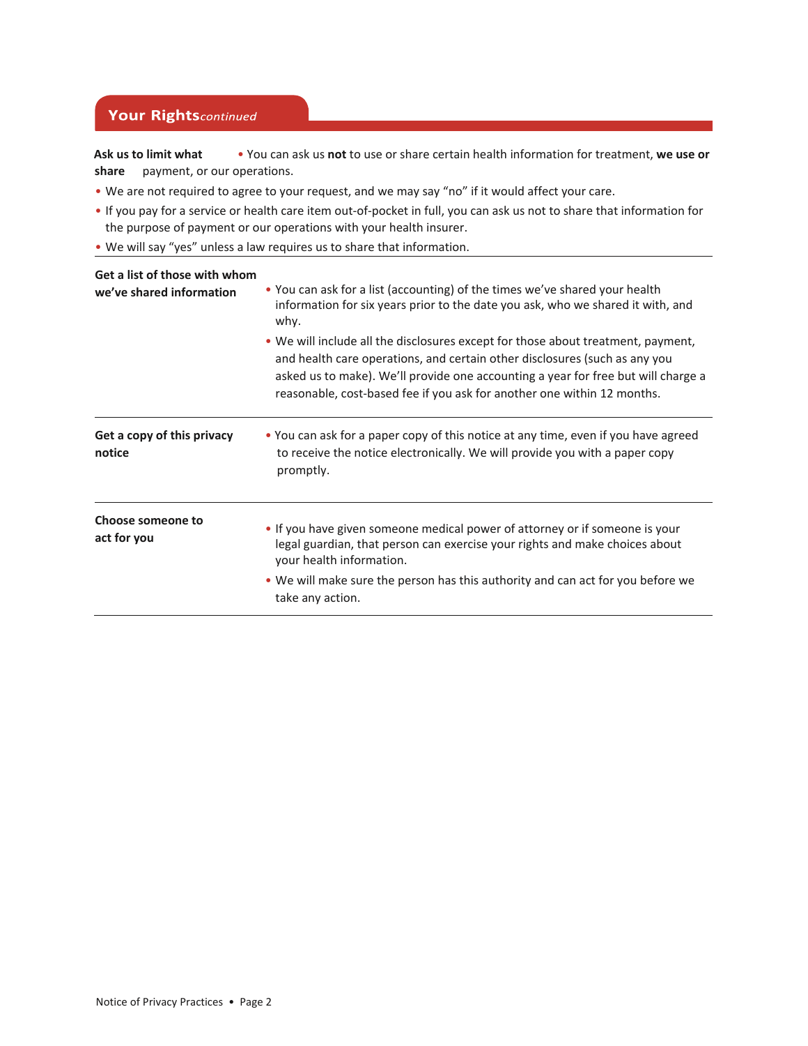## Your Rights*continued*

**Ask us to limit what we use or share**

- You can ask us **not** to use or share certain health information for treatment, payment, or our operations.
- We are not required to agree to your request, and we may say "no" if it would affect your care.
- If you pay for a service or health care item out-of-pocket in full, you can ask us not to share that information for the purpose of payment or our operations with your health insurer.
- We will say "yes" unless a law requires us to share that information.

**Get a list of those with whom we've shared information**

- You can ask for a list (accounting) of the times we've shared your health information for six years prior to the date you ask, who we shared it with, and why.
- We will include all the disclosures except for those about treatment, payment, and health care operations, and certain other disclosures (such as any you asked us to make). We'll provide one accounting a year for free but will charge a reasonable, cost-based fee if you ask for another one within 12 months.

**Get a copy of this privacy notice**

- You can ask for a paper copy of this notice at any time, even if you have agreed to receive the notice electronically. We will provide you with a paper copy promptly.

**Choose someone to act for you**

- If you have given someone medical power of attorney or if someone is your legal guardian, that person can exercise your rights and make choices about your health information.
- We will make sure the person has this authority and can act for you before we take any action.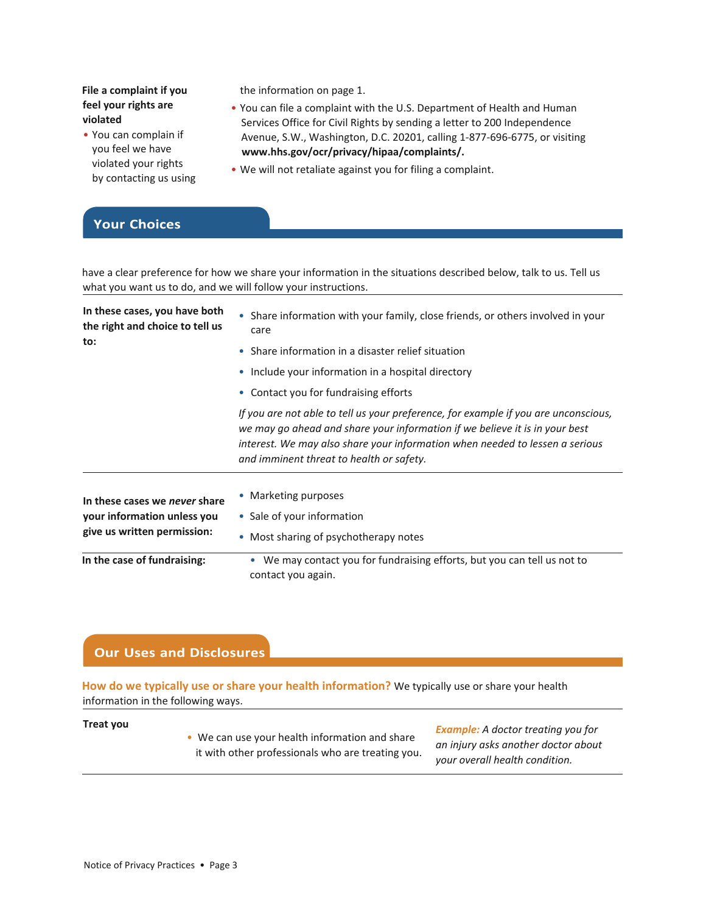**File a complaint if you feel your rights are violated**

- You can complain if you feel we have violated your rights by contacting us using the information on page 1.
- You can file a complaint with the U.S. Department of Health and Human Services Office for Civil Rights by sending a letter to 200 Independence Avenue, S.W., Washington, D.C. 20201, calling 1-877-696-6775, or visiting **www.hhs.gov/ocr/privacy/hipaa/complaints/.**
- We will not retaliate against you for filing a complaint.

## Your Choices

have a clear preference for how we share your information in the situations described below, talk to us. Tell us what you want us to do, and we will follow your instructions.

**In these cases, you have both the right and choice to tell us to:**

- Share information with your family, close friends, or others involved in your care
- Share information in a disaster relief situation
- Include your information in a hospital directory
- Contact you for fundraising efforts

*If you are not able to tell us your preference, for example if you are unconscious, we may go ahead and share your information if we believe it is in your best interest. We may also share your information when needed to lessen a serious and imminent threat to health or safety.*

**In these cases we *never* share your information unless you give us written permission:**

- Marketing purposes
- Sale of your information
- Most sharing of psychotherapy notes

**In the case of fundraising:**

- We may contact you for fundraising efforts, but you can tell us not to contact you again.

## Our Uses and Disclosures

**How do we typically use or share your health information?** We typically use or share your health information in the following ways.

**Treat you**

- We can use your health information and share it with other professionals who are treating you.

***Example:*** *A doctor treating you for an injury asks another doctor about your overall health condition.*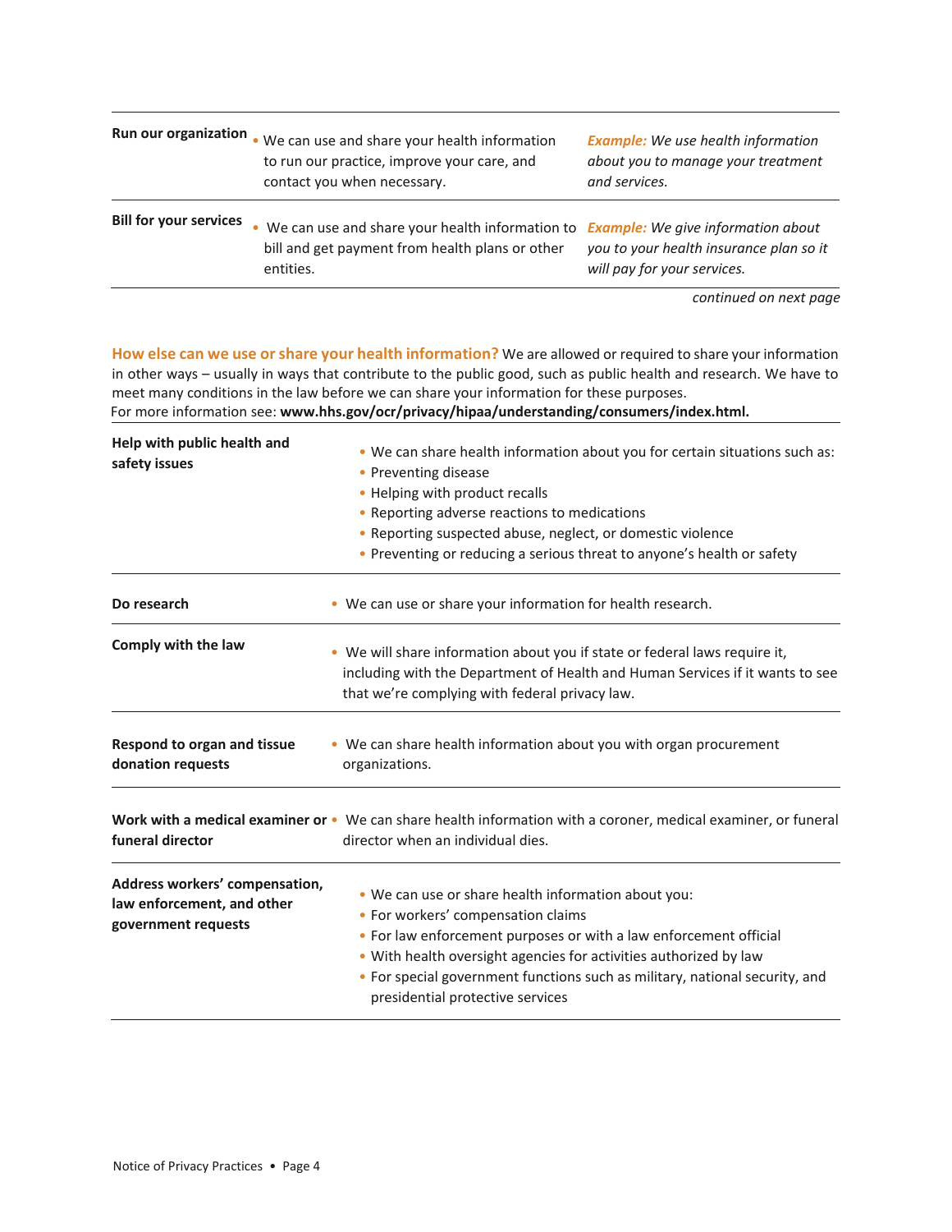| | | |
|---|---|---|
| **Run our organization** | • We can use and share your health information to run our practice, improve your care, and contact you when necessary. | ***Example:*** *We use health information about you to manage your treatment and services.* |
| **Bill for your services** | • We can use and share your health information to bill and get payment from health plans or other entities. | ***Example:*** *We give information about you to your health insurance plan so it will pay for your services.* |

*continued on next page*

**How else can we use or share your health information?** We are allowed or required to share your information in other ways – usually in ways that contribute to the public good, such as public health and research. We have to meet many conditions in the law before we can share your information for these purposes.
For more information see: **www.hhs.gov/ocr/privacy/hipaa/understanding/consumers/index.html.**

| | |
|---|---|
| **Help with public health and safety issues** | • We can share health information about you for certain situations such as:<br>• Preventing disease<br>• Helping with product recalls<br>• Reporting adverse reactions to medications<br>• Reporting suspected abuse, neglect, or domestic violence<br>• Preventing or reducing a serious threat to anyone's health or safety |
| **Do research** | • We can use or share your information for health research. |
| **Comply with the law** | • We will share information about you if state or federal laws require it, including with the Department of Health and Human Services if it wants to see that we're complying with federal privacy law. |
| **Respond to organ and tissue donation requests** | • We can share health information about you with organ procurement organizations. |
| **Work with a medical examiner or funeral director** | • We can share health information with a coroner, medical examiner, or funeral director when an individual dies. |
| **Address workers' compensation, law enforcement, and other government requests** | • We can use or share health information about you:<br>• For workers' compensation claims<br>• For law enforcement purposes or with a law enforcement official<br>• With health oversight agencies for activities authorized by law<br>• For special government functions such as military, national security, and presidential protective services |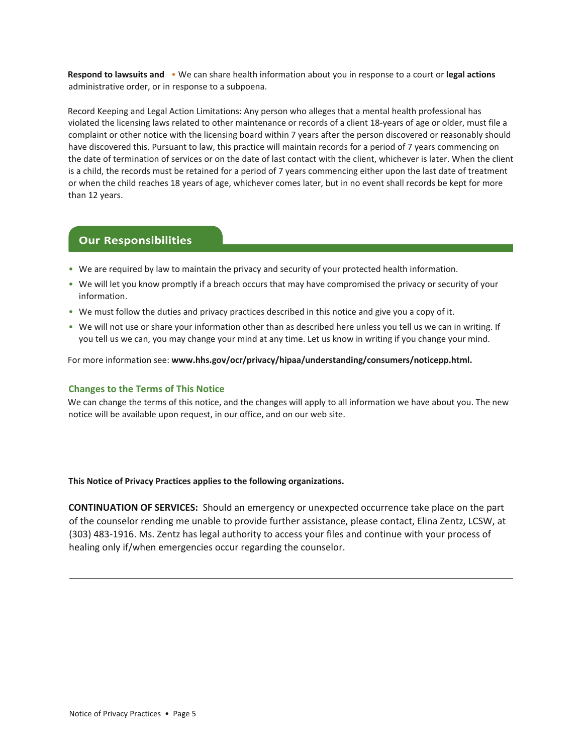**Respond to lawsuits and legal actions** • We can share health information about you in response to a court or administrative order, or in response to a subpoena.

Record Keeping and Legal Action Limitations: Any person who alleges that a mental health professional has violated the licensing laws related to other maintenance or records of a client 18-years of age or older, must file a complaint or other notice with the licensing board within 7 years after the person discovered or reasonably should have discovered this. Pursuant to law, this practice will maintain records for a period of 7 years commencing on the date of termination of services or on the date of last contact with the client, whichever is later. When the client is a child, the records must be retained for a period of 7 years commencing either upon the last date of treatment or when the child reaches 18 years of age, whichever comes later, but in no event shall records be kept for more than 12 years.

## Our Responsibilities

- We are required by law to maintain the privacy and security of your protected health information.
- We will let you know promptly if a breach occurs that may have compromised the privacy or security of your information.
- We must follow the duties and privacy practices described in this notice and give you a copy of it.
- We will not use or share your information other than as described here unless you tell us we can in writing. If you tell us we can, you may change your mind at any time. Let us know in writing if you change your mind.

For more information see: **www.hhs.gov/ocr/privacy/hipaa/understanding/consumers/noticepp.html.**

### Changes to the Terms of This Notice

We can change the terms of this notice, and the changes will apply to all information we have about you. The new notice will be available upon request, in our office, and on our web site.

**This Notice of Privacy Practices applies to the following organizations.**

**CONTINUATION OF SERVICES:** Should an emergency or unexpected occurrence take place on the part of the counselor rending me unable to provide further assistance, please contact, Elina Zentz, LCSW, at (303) 483-1916. Ms. Zentz has legal authority to access your files and continue with your process of healing only if/when emergencies occur regarding the counselor.

---